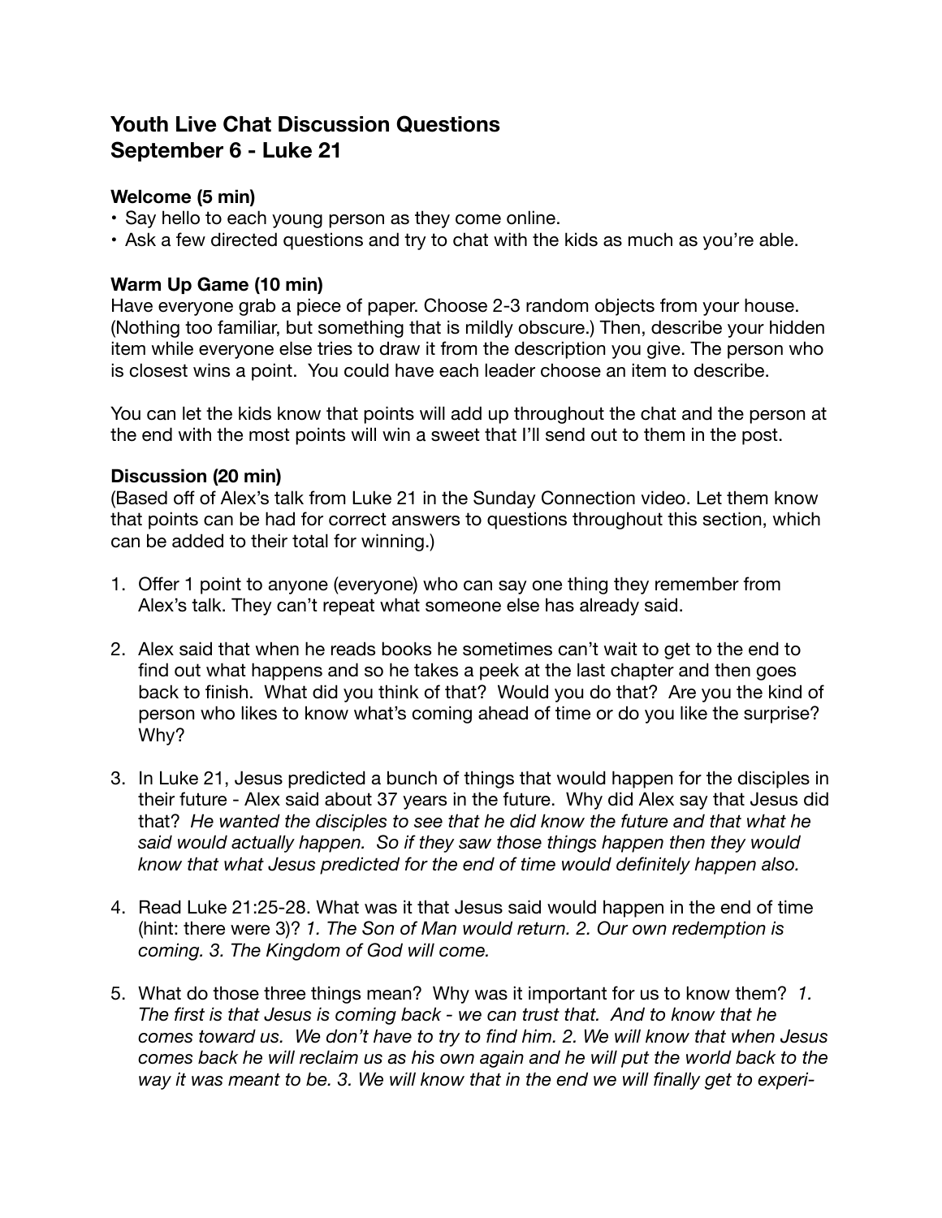# Youth Live Chat Discussion Questions
# September 6 - Luke 21

### Welcome (5 min)

- Say hello to each young person as they come online.
- Ask a few directed questions and try to chat with the kids as much as you're able.

### Warm Up Game (10 min)

Have everyone grab a piece of paper. Choose 2-3 random objects from your house. (Nothing too familiar, but something that is mildly obscure.) Then, describe your hidden item while everyone else tries to draw it from the description you give. The person who is closest wins a point. You could have each leader choose an item to describe.

You can let the kids know that points will add up throughout the chat and the person at the end with the most points will win a sweet that I'll send out to them in the post.

### Discussion (20 min)

(Based off of Alex's talk from Luke 21 in the Sunday Connection video. Let them know that points can be had for correct answers to questions throughout this section, which can be added to their total for winning.)

1. Offer 1 point to anyone (everyone) who can say one thing they remember from Alex's talk. They can't repeat what someone else has already said.

2. Alex said that when he reads books he sometimes can't wait to get to the end to find out what happens and so he takes a peek at the last chapter and then goes back to finish. What did you think of that? Would you do that? Are you the kind of person who likes to know what's coming ahead of time or do you like the surprise? Why?

3. In Luke 21, Jesus predicted a bunch of things that would happen for the disciples in their future - Alex said about 37 years in the future. Why did Alex say that Jesus did that? *He wanted the disciples to see that he did know the future and that what he said would actually happen. So if they saw those things happen then they would know that what Jesus predicted for the end of time would definitely happen also.*

4. Read Luke 21:25-28. What was it that Jesus said would happen in the end of time (hint: there were 3)? *1. The Son of Man would return. 2. Our own redemption is coming. 3. The Kingdom of God will come.*

5. What do those three things mean? Why was it important for us to know them? *1. The first is that Jesus is coming back - we can trust that. And to know that he comes toward us. We don't have to try to find him. 2. We will know that when Jesus comes back he will reclaim us as his own again and he will put the world back to the way it was meant to be. 3. We will know that in the end we will finally get to experi-*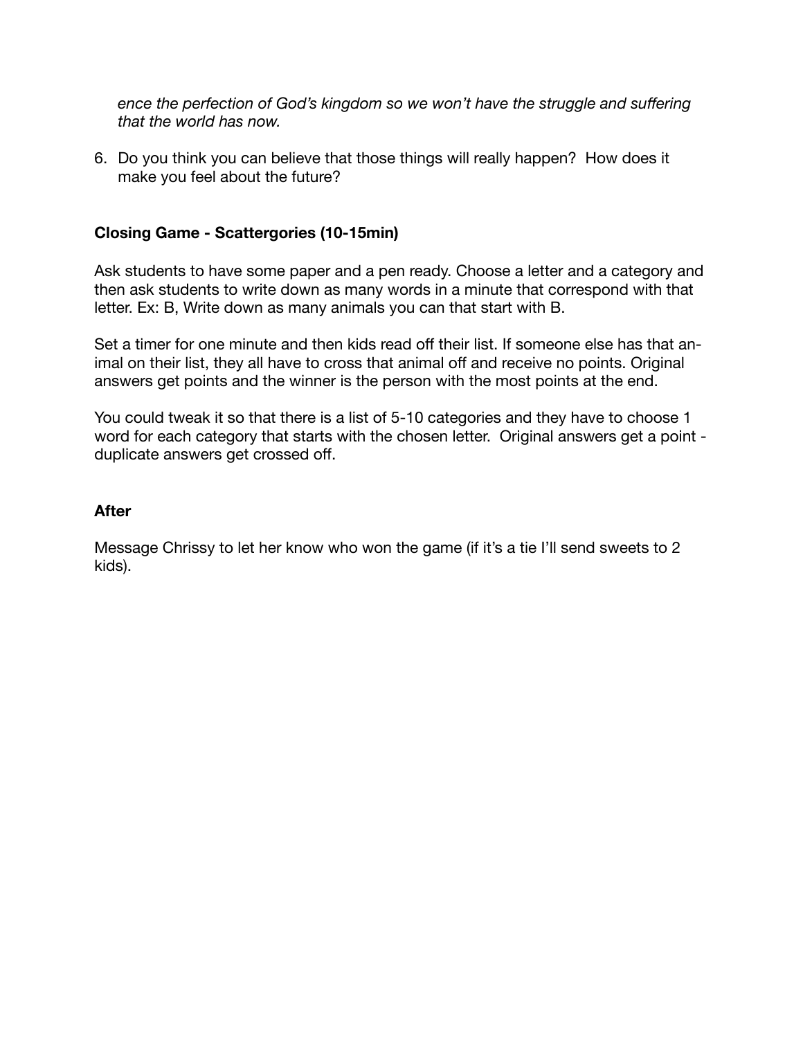*ence the perfection of God's kingdom so we won't have the struggle and suffering that the world has now.*

6. Do you think you can believe that those things will really happen? How does it make you feel about the future?

**Closing Game - Scattergories (10-15min)**

Ask students to have some paper and a pen ready. Choose a letter and a category and then ask students to write down as many words in a minute that correspond with that letter. Ex: B, Write down as many animals you can that start with B.

Set a timer for one minute and then kids read off their list. If someone else has that animal on their list, they all have to cross that animal off and receive no points. Original answers get points and the winner is the person with the most points at the end.

You could tweak it so that there is a list of 5-10 categories and they have to choose 1 word for each category that starts with the chosen letter. Original answers get a point - duplicate answers get crossed off.

**After**

Message Chrissy to let her know who won the game (if it's a tie I'll send sweets to 2 kids).